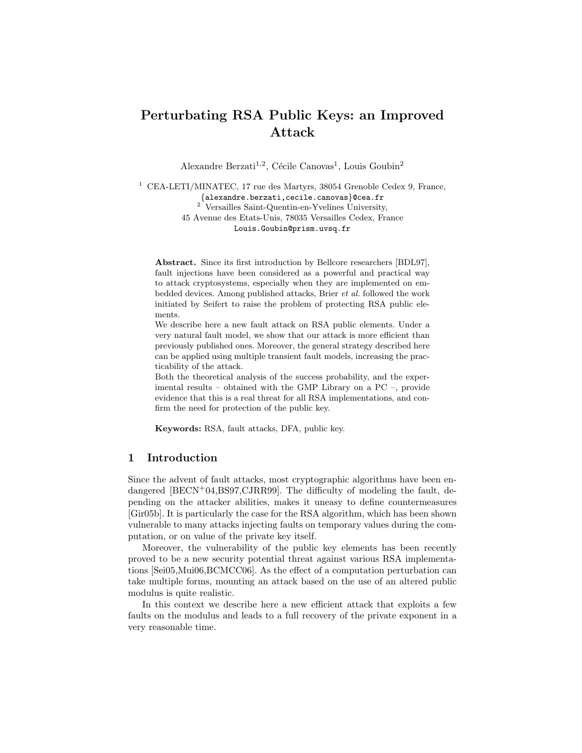# Perturbating RSA Public Keys: an Improved Attack

Alexandre Berzati[1,2], Cécile Canovas[1], Louis Goubin[2]

[1] CEA-LETI/MINATEC, 17 rue des Martyrs, 38054 Grenoble Cedex 9, France, {alexandre.berzati,cecile.canovas}@cea.fr

[2] Versailles Saint-Quentin-en-Yvelines University, 45 Avenue des Etats-Unis, 78035 Versailles Cedex, France Louis.Goubin@prism.uvsq.fr

**Abstract.** Since its first introduction by Bellcore researchers [BDL97], fault injections have been considered as a powerful and practical way to attack cryptosystems, especially when they are implemented on embedded devices. Among published attacks, Brier *et al.* followed the work initiated by Seifert to raise the problem of protecting RSA public elements.

We describe here a new fault attack on RSA public elements. Under a very natural fault model, we show that our attack is more efficient than previously published ones. Moreover, the general strategy described here can be applied using multiple transient fault models, increasing the practicability of the attack.

Both the theoretical analysis of the success probability, and the experimental results – obtained with the GMP Library on a PC –, provide evidence that this is a real threat for all RSA implementations, and confirm the need for protection of the public key.

**Keywords:** RSA, fault attacks, DFA, public key.

## 1 Introduction

Since the advent of fault attacks, most cryptographic algorithms have been endangered [BECN+04,BS97,CJRR99]. The difficulty of modeling the fault, depending on the attacker abilities, makes it uneasy to define countermeasures [Gir05b]. It is particularly the case for the RSA algorithm, which has been shown vulnerable to many attacks injecting faults on temporary values during the computation, or on value of the private key itself.

Moreover, the vulnerability of the public key elements has been recently proved to be a new security potential threat against various RSA implementations [Sei05,Mui06,BCMCC06]. As the effect of a computation perturbation can take multiple forms, mounting an attack based on the use of an altered public modulus is quite realistic.

In this context we describe here a new efficient attack that exploits a few faults on the modulus and leads to a full recovery of the private exponent in a very reasonable time.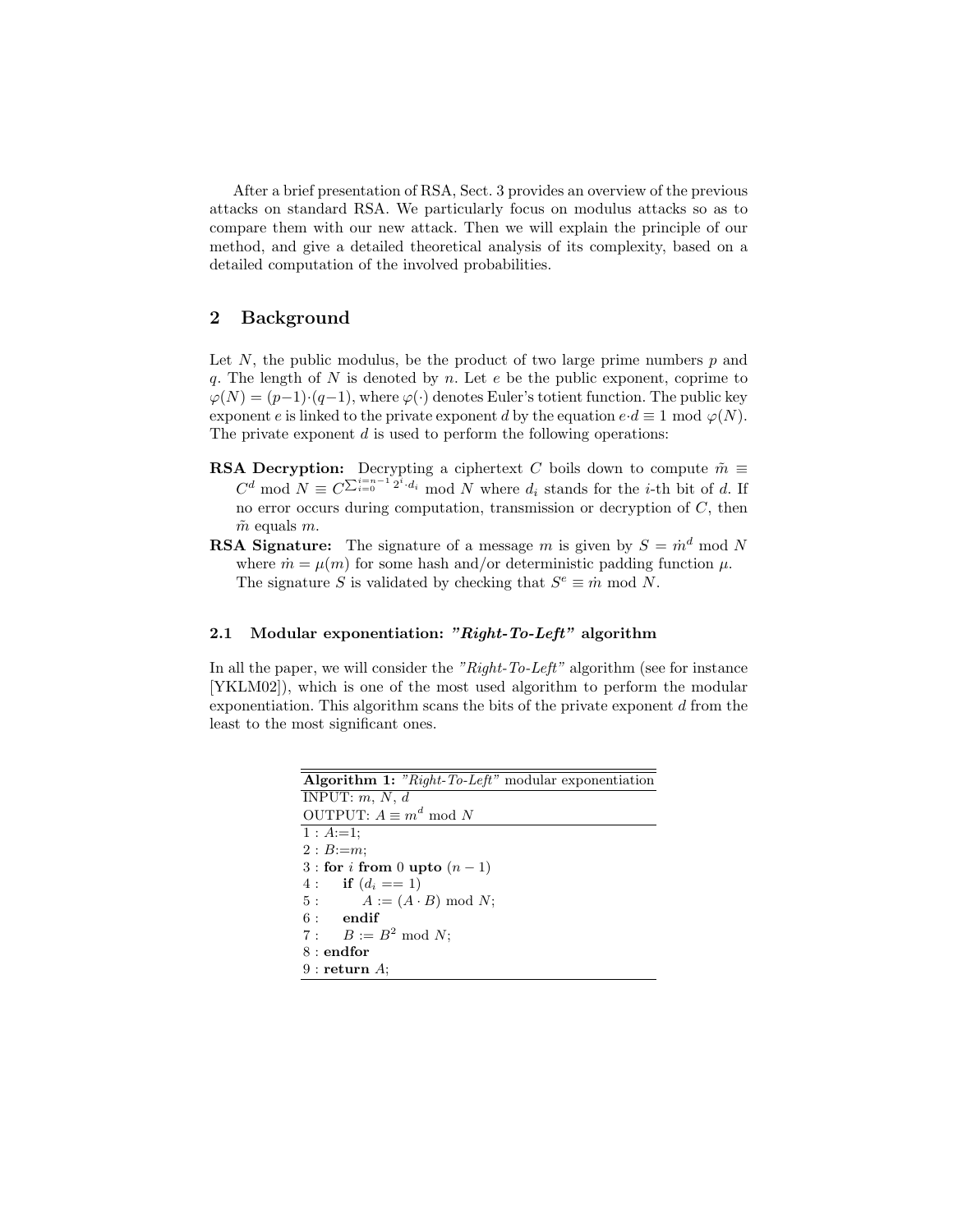After a brief presentation of RSA, Sect. 3 provides an overview of the previous attacks on standard RSA. We particularly focus on modulus attacks so as to compare them with our new attack. Then we will explain the principle of our method, and give a detailed theoretical analysis of its complexity, based on a detailed computation of the involved probabilities.

## 2 Background

Let $N$, the public modulus, be the product of two large prime numbers $p$ and $q$. The length of $N$ is denoted by $n$. Let $e$ be the public exponent, coprime to $\varphi(N) = (p-1)\cdot(q-1)$, where $\varphi(\cdot)$ denotes Euler's totient function. The public key exponent $e$ is linked to the private exponent $d$ by the equation $e\cdot d \equiv 1 \bmod \varphi(N)$. The private exponent $d$ is used to perform the following operations:

**RSA Decryption:** Decrypting a ciphertext $C$ boils down to compute $\tilde{m} \equiv C^d \bmod N \equiv C^{\sum_{i=0}^{i=n-1} 2^i \cdot d_i} \bmod N$ where $d_i$ stands for the $i$-th bit of $d$. If no error occurs during computation, transmission or decryption of $C$, then $\tilde{m}$ equals $m$.

**RSA Signature:** The signature of a message $m$ is given by $S = \dot{m}^d \bmod N$ where $\dot{m} = \mu(m)$ for some hash and/or deterministic padding function $\mu$. The signature $S$ is validated by checking that $S^e \equiv \dot{m} \bmod N$.

### 2.1 Modular exponentiation: *"Right-To-Left"* algorithm

In all the paper, we will consider the *"Right-To-Left"* algorithm (see for instance [YKLM02]), which is one of the most used algorithm to perform the modular exponentiation. This algorithm scans the bits of the private exponent $d$ from the least to the most significant ones.

**Algorithm 1:** *"Right-To-Left"* modular exponentiation

INPUT: $m$, $N$, $d$
OUTPUT: $A \equiv m^d \bmod N$

```
1 : A:=1;
2 : B:=m;
3 : for i from 0 upto (n − 1)
4 :     if (d_i == 1)
5 :         A := (A · B) mod N;
6 :     endif
7 :     B := B^2 mod N;
8 : endfor
9 : return A;
```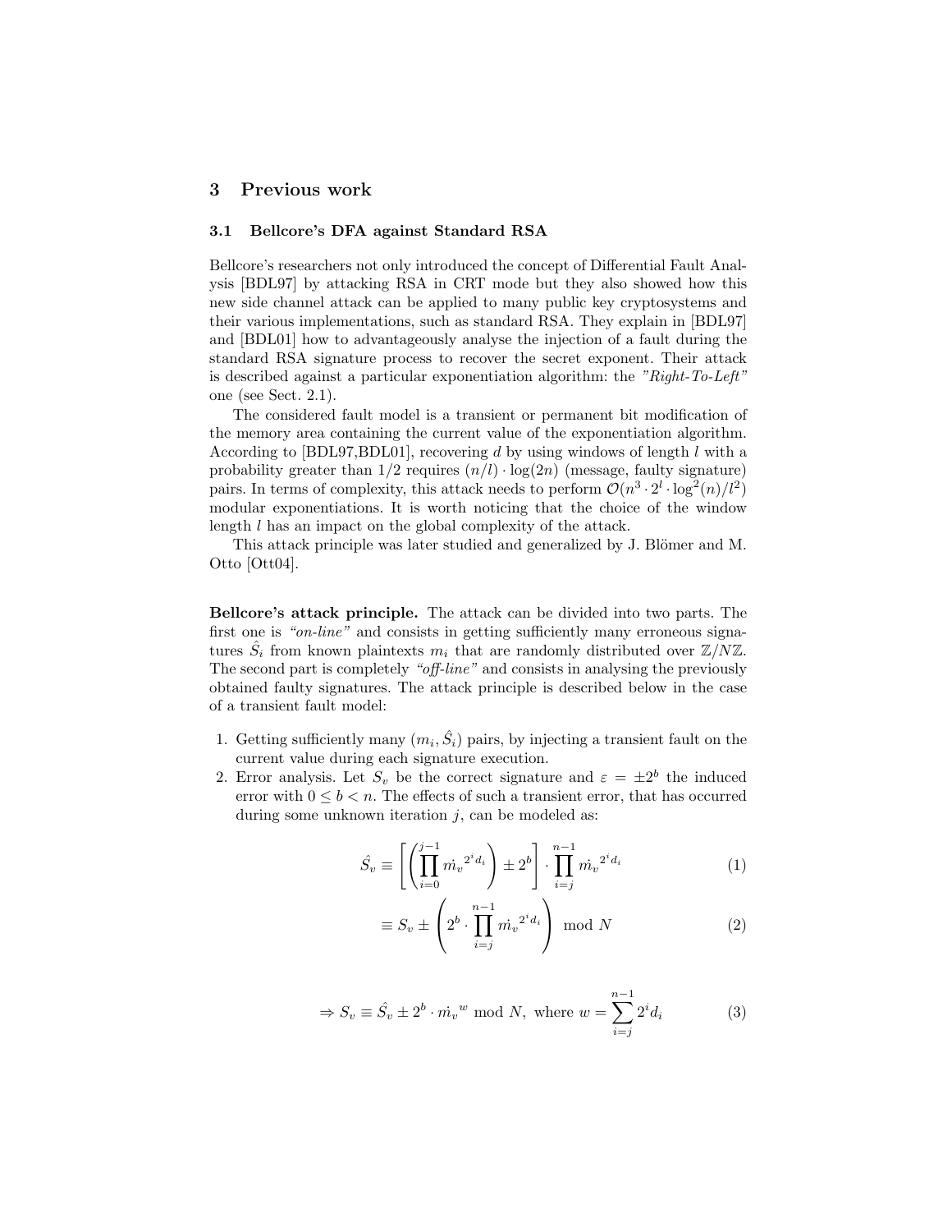## 3 Previous work

### 3.1 Bellcore's DFA against Standard RSA

Bellcore's researchers not only introduced the concept of Differential Fault Analysis [BDL97] by attacking RSA in CRT mode but they also showed how this new side channel attack can be applied to many public key cryptosystems and their various implementations, such as standard RSA. They explain in [BDL97] and [BDL01] how to advantageously analyse the injection of a fault during the standard RSA signature process to recover the secret exponent. Their attack is described against a particular exponentiation algorithm: the *"Right-To-Left"* one (see Sect. 2.1).

The considered fault model is a transient or permanent bit modification of the memory area containing the current value of the exponentiation algorithm. According to [BDL97,BDL01], recovering $d$ by using windows of length $l$ with a probability greater than 1/2 requires $(n/l) \cdot \log(2n)$ (message, faulty signature) pairs. In terms of complexity, this attack needs to perform $\mathcal{O}(n^3 \cdot 2^l \cdot \log^2(n)/l^2)$ modular exponentiations. It is worth noticing that the choice of the window length $l$ has an impact on the global complexity of the attack.

This attack principle was later studied and generalized by J. Blömer and M. Otto [Ott04].

**Bellcore's attack principle.** The attack can be divided into two parts. The first one is *"on-line"* and consists in getting sufficiently many erroneous signatures $\hat{S}_i$ from known plaintexts $m_i$ that are randomly distributed over $\mathbb{Z}/N\mathbb{Z}$. The second part is completely *"off-line"* and consists in analysing the previously obtained faulty signatures. The attack principle is described below in the case of a transient fault model:

1. Getting sufficiently many $(m_i, \hat{S}_i)$ pairs, by injecting a transient fault on the current value during each signature execution.
2. Error analysis. Let $S_v$ be the correct signature and $\varepsilon = \pm 2^b$ the induced error with $0 \leq b < n$. The effects of such a transient error, that has occurred during some unknown iteration $j$, can be modeled as:

$$\hat{S_v} \equiv \left[ \left( \prod_{i=0}^{j-1} \dot{m_v}^{2^i d_i} \right) \pm 2^b \right] \cdot \prod_{i=j}^{n-1} \dot{m_v}^{2^i d_i} \tag{1}$$

$$\equiv S_v \pm \left( 2^b \cdot \prod_{i=j}^{n-1} \dot{m_v}^{2^i d_i} \right) \bmod N \tag{2}$$

$$\Rightarrow S_v \equiv \hat{S_v} \pm 2^b \cdot \dot{m_v}^{w} \bmod N, \text{ where } w = \sum_{i=j}^{n-1} 2^i d_i \tag{3}$$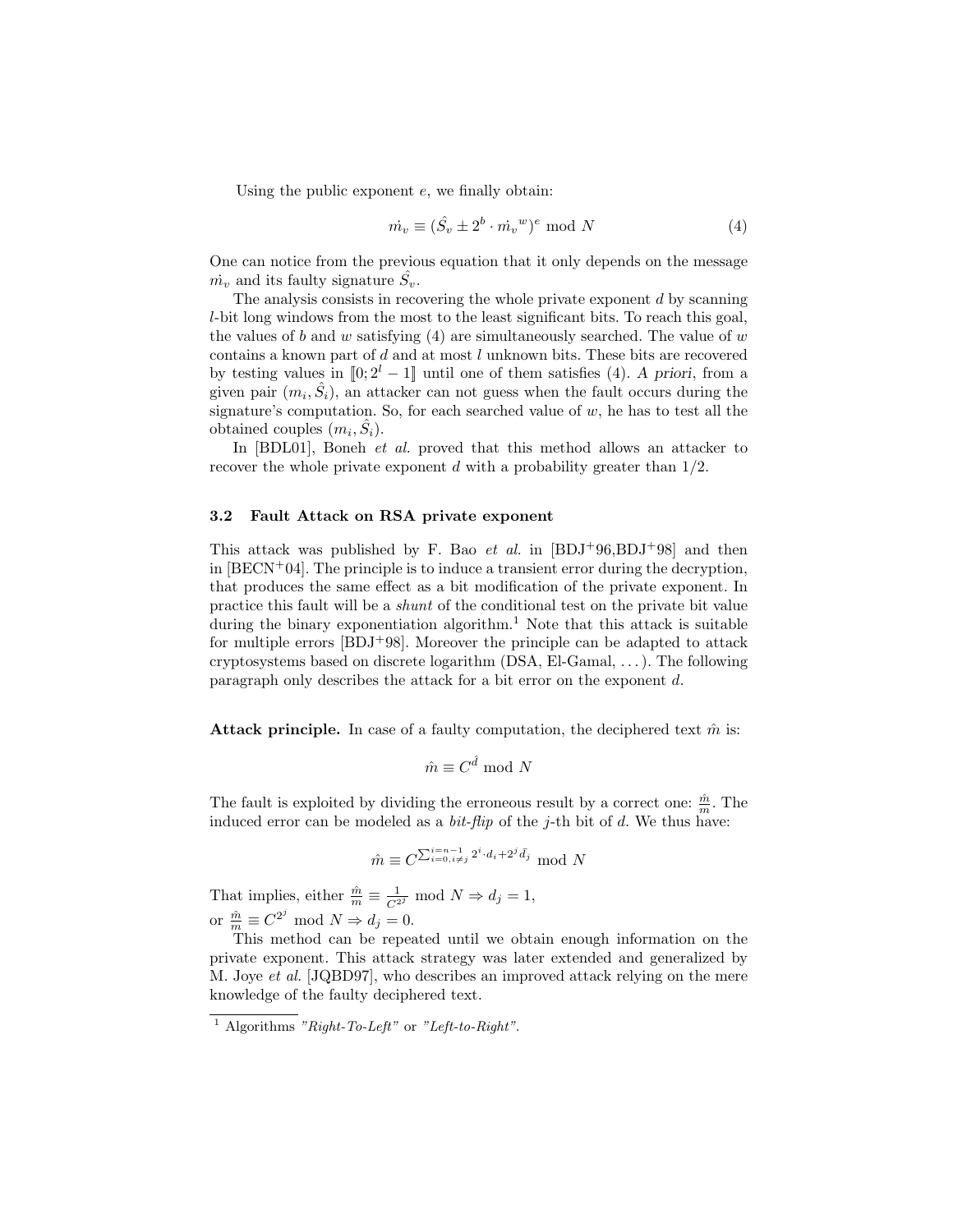Using the public exponent $e$, we finally obtain:

$$\dot{m}_v \equiv (\hat{S}_v \pm 2^b \cdot \dot{m}_v{}^w)^e \bmod N \tag{4}$$

One can notice from the previous equation that it only depends on the message $\dot{m}_v$ and its faulty signature $\hat{S}_v$.

The analysis consists in recovering the whole private exponent $d$ by scanning $l$-bit long windows from the most to the least significant bits. To reach this goal, the values of $b$ and $w$ satisfying (4) are simultaneously searched. The value of $w$ contains a known part of $d$ and at most $l$ unknown bits. These bits are recovered by testing values in $[\![0; 2^l - 1]\!]$ until one of them satisfies (4). *A priori*, from a given pair $(m_i, \hat{S}_i)$, an attacker can not guess when the fault occurs during the signature's computation. So, for each searched value of $w$, he has to test all the obtained couples $(m_i, \hat{S}_i)$.

In [BDL01], Boneh *et al.* proved that this method allows an attacker to recover the whole private exponent $d$ with a probability greater than 1/2.

### 3.2 Fault Attack on RSA private exponent

This attack was published by F. Bao *et al.* in [BDJ+96,BDJ+98] and then in [BECN+04]. The principle is to induce a transient error during the decryption, that produces the same effect as a bit modification of the private exponent. In practice this fault will be a *shunt* of the conditional test on the private bit value during the binary exponentiation algorithm.[1] Note that this attack is suitable for multiple errors [BDJ+98]. Moreover the principle can be adapted to attack cryptosystems based on discrete logarithm (DSA, El-Gamal, ...). The following paragraph only describes the attack for a bit error on the exponent $d$.

**Attack principle.** In case of a faulty computation, the deciphered text $\hat{m}$ is:

$$\hat{m} \equiv C^{\hat{d}} \bmod N$$

The fault is exploited by dividing the erroneous result by a correct one: $\frac{\hat{m}}{m}$. The induced error can be modeled as a *bit-flip* of the $j$-th bit of $d$. We thus have:

$$\hat{m} \equiv C^{\sum_{i=0, i \neq j}^{i=n-1} 2^i \cdot d_i + 2^j \bar{d_j}} \bmod N$$

That implies, either $\frac{\hat{m}}{m} \equiv \frac{1}{C^{2^j}} \bmod N \Rightarrow d_j = 1$,
or $\frac{\hat{m}}{m} \equiv C^{2^j} \bmod N \Rightarrow d_j = 0$.

This method can be repeated until we obtain enough information on the private exponent. This attack strategy was later extended and generalized by M. Joye *et al.* [JQBD97], who describes an improved attack relying on the mere knowledge of the faulty deciphered text.

---

[1] Algorithms *"Right-To-Left"* or *"Left-to-Right"*.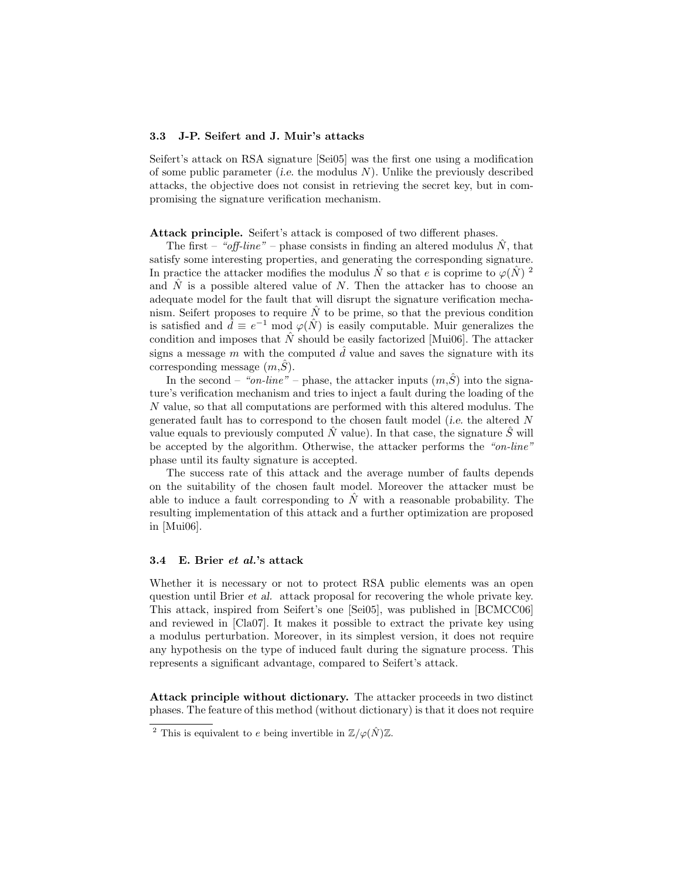### 3.3 J-P. Seifert and J. Muir's attacks

Seifert's attack on RSA signature [Sei05] was the first one using a modification of some public parameter (*i.e.* the modulus $N$). Unlike the previously described attacks, the objective does not consist in retrieving the secret key, but in compromising the signature verification mechanism.

**Attack principle.** Seifert's attack is composed of two different phases.

The first – *"off-line"* – phase consists in finding an altered modulus $\hat{N}$, that satisfy some interesting properties, and generating the corresponding signature. In practice the attacker modifies the modulus $\hat{N}$ so that $e$ is coprime to $\varphi(\hat{N})$ [2] and $\hat{N}$ is a possible altered value of $N$. Then the attacker has to choose an adequate model for the fault that will disrupt the signature verification mechanism. Seifert proposes to require $\hat{N}$ to be prime, so that the previous condition is satisfied and $\hat{d} \equiv e^{-1} \bmod \varphi(\hat{N})$ is easily computable. Muir generalizes the condition and imposes that $\hat{N}$ should be easily factorized [Mui06]. The attacker signs a message $m$ with the computed $\hat{d}$ value and saves the signature with its corresponding message $(m,\hat{S})$.

In the second – *"on-line"* – phase, the attacker inputs $(m,\hat{S})$ into the signature's verification mechanism and tries to inject a fault during the loading of the $N$ value, so that all computations are performed with this altered modulus. The generated fault has to correspond to the chosen fault model (*i.e.* the altered $N$ value equals to previously computed $\hat{N}$ value). In that case, the signature $\hat{S}$ will be accepted by the algorithm. Otherwise, the attacker performs the *"on-line"* phase until its faulty signature is accepted.

The success rate of this attack and the average number of faults depends on the suitability of the chosen fault model. Moreover the attacker must be able to induce a fault corresponding to $\hat{N}$ with a reasonable probability. The resulting implementation of this attack and a further optimization are proposed in [Mui06].

### 3.4 E. Brier *et al.*'s attack

Whether it is necessary or not to protect RSA public elements was an open question until Brier *et al.* attack proposal for recovering the whole private key. This attack, inspired from Seifert's one [Sei05], was published in [BCMCC06] and reviewed in [Cla07]. It makes it possible to extract the private key using a modulus perturbation. Moreover, in its simplest version, it does not require any hypothesis on the type of induced fault during the signature process. This represents a significant advantage, compared to Seifert's attack.

**Attack principle without dictionary.** The attacker proceeds in two distinct phases. The feature of this method (without dictionary) is that it does not require

[2] This is equivalent to $e$ being invertible in $\mathbb{Z}/\varphi(\hat{N})\mathbb{Z}$.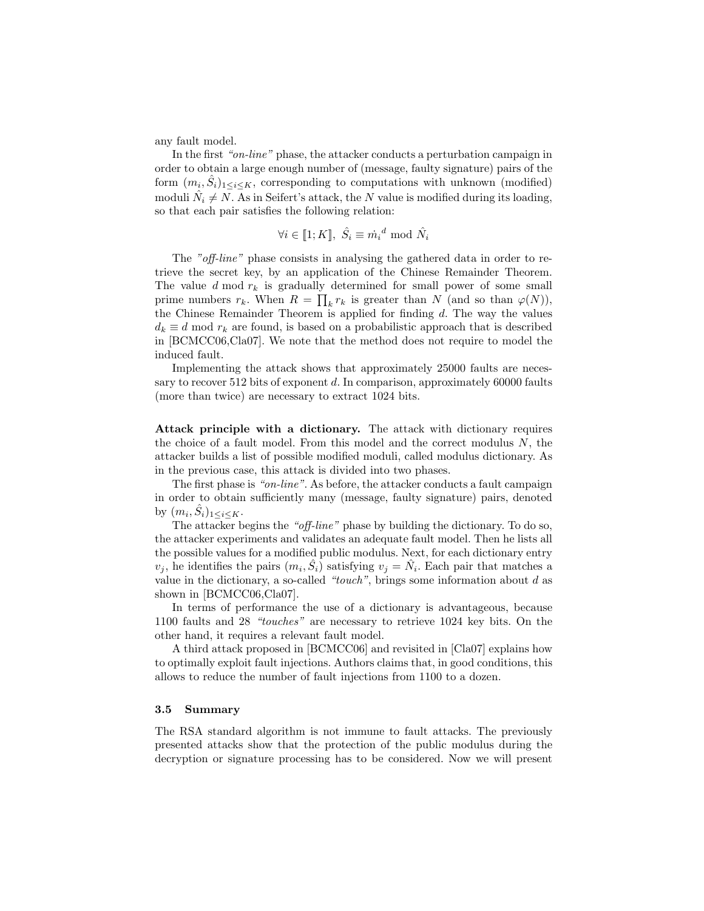any fault model.

In the first *"on-line"* phase, the attacker conducts a perturbation campaign in order to obtain a large enough number of (message, faulty signature) pairs of the form $(m_i, \hat{S}_i)_{1 \leq i \leq K}$, corresponding to computations with unknown (modified) moduli $\hat{N}_i \neq N$. As in Seifert's attack, the $N$ value is modified during its loading, so that each pair satisfies the following relation:

$$\forall i \in [\![1; K]\!],\ \hat{S}_i \equiv \dot{m_i}^d \bmod \hat{N}_i$$

The *"off-line"* phase consists in analysing the gathered data in order to retrieve the secret key, by an application of the Chinese Remainder Theorem. The value $d \bmod r_k$ is gradually determined for small power of some small prime numbers $r_k$. When $R = \prod_k r_k$ is greater than $N$ (and so than $\varphi(N)$), the Chinese Remainder Theorem is applied for finding $d$. The way the values $d_k \equiv d \bmod r_k$ are found, is based on a probabilistic approach that is described in [BCMCC06,Cla07]. We note that the method does not require to model the induced fault.

Implementing the attack shows that approximately 25000 faults are necessary to recover 512 bits of exponent $d$. In comparison, approximately 60000 faults (more than twice) are necessary to extract 1024 bits.

**Attack principle with a dictionary.** The attack with dictionary requires the choice of a fault model. From this model and the correct modulus $N$, the attacker builds a list of possible modified moduli, called modulus dictionary. As in the previous case, this attack is divided into two phases.

The first phase is *"on-line"*. As before, the attacker conducts a fault campaign in order to obtain sufficiently many (message, faulty signature) pairs, denoted by $(m_i, \hat{S}_i)_{1 \leq i \leq K}$.

The attacker begins the *"off-line"* phase by building the dictionary. To do so, the attacker experiments and validates an adequate fault model. Then he lists all the possible values for a modified public modulus. Next, for each dictionary entry $v_j$, he identifies the pairs $(m_i, \hat{S}_i)$ satisfying $v_j = \hat{N}_i$. Each pair that matches a value in the dictionary, a so-called *"touch"*, brings some information about $d$ as shown in [BCMCC06,Cla07].

In terms of performance the use of a dictionary is advantageous, because 1100 faults and 28 *"touches"* are necessary to retrieve 1024 key bits. On the other hand, it requires a relevant fault model.

A third attack proposed in [BCMCC06] and revisited in [Cla07] explains how to optimally exploit fault injections. Authors claims that, in good conditions, this allows to reduce the number of fault injections from 1100 to a dozen.

### 3.5 Summary

The RSA standard algorithm is not immune to fault attacks. The previously presented attacks show that the protection of the public modulus during the decryption or signature processing has to be considered. Now we will present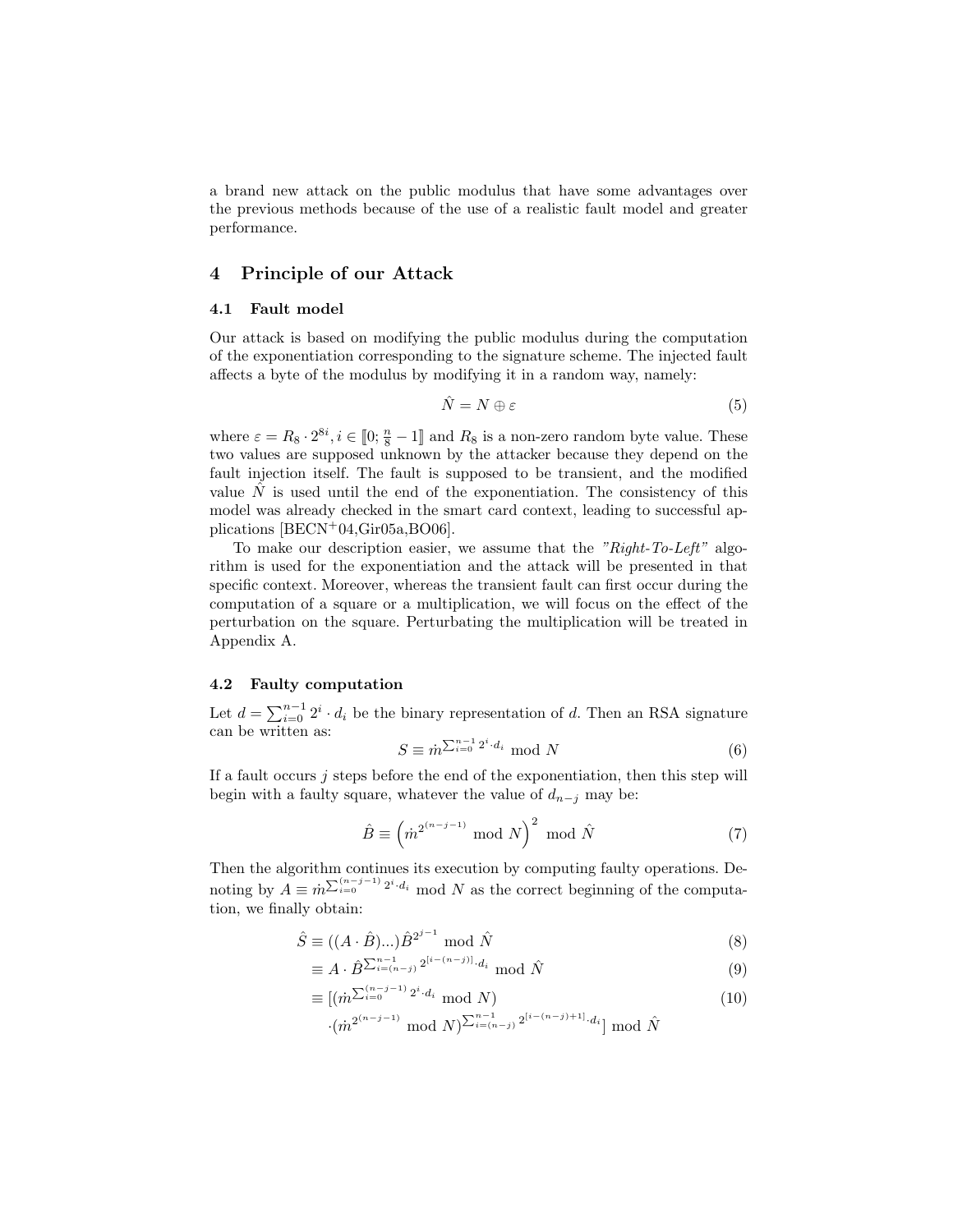a brand new attack on the public modulus that have some advantages over the previous methods because of the use of a realistic fault model and greater performance.

## 4 Principle of our Attack

### 4.1 Fault model

Our attack is based on modifying the public modulus during the computation of the exponentiation corresponding to the signature scheme. The injected fault affects a byte of the modulus by modifying it in a random way, namely:

$$\hat{N} = N \oplus \varepsilon \tag{5}$$

where $\varepsilon = R_8 \cdot 2^{8i}, i \in [\![0; \frac{n}{8} - 1]\!]$ and $R_8$ is a non-zero random byte value. These two values are supposed unknown by the attacker because they depend on the fault injection itself. The fault is supposed to be transient, and the modified value $\hat{N}$ is used until the end of the exponentiation. The consistency of this model was already checked in the smart card context, leading to successful applications [BECN+04,Gir05a,BO06].

To make our description easier, we assume that the *"Right-To-Left"* algorithm is used for the exponentiation and the attack will be presented in that specific context. Moreover, whereas the transient fault can first occur during the computation of a square or a multiplication, we will focus on the effect of the perturbation on the square. Perturbating the multiplication will be treated in Appendix A.

### 4.2 Faulty computation

Let $d = \sum_{i=0}^{n-1} 2^i \cdot d_i$ be the binary representation of $d$. Then an RSA signature can be written as:

$$S \equiv \dot{m}^{\sum_{i=0}^{n-1} 2^i \cdot d_i} \bmod N \tag{6}$$

If a fault occurs $j$ steps before the end of the exponentiation, then this step will begin with a faulty square, whatever the value of $d_{n-j}$ may be:

$$\hat{B} \equiv \left(\dot{m}^{2^{(n-j-1)}} \bmod N\right)^2 \bmod \hat{N} \tag{7}$$

Then the algorithm continues its execution by computing faulty operations. Denoting by $A \equiv \dot{m}^{\sum_{i=0}^{(n-j-1)} 2^i \cdot d_i} \bmod N$ as the correct beginning of the computation, we finally obtain:

$$\hat{S} \equiv ((A \cdot \hat{B})...)\hat{B}^{2^{j-1}} \bmod \hat{N} \tag{8}$$

$$\equiv A \cdot \hat{B}^{\sum_{i=(n-j)}^{n-1} 2^{[i-(n-j)]} \cdot d_i} \bmod \hat{N} \tag{9}$$

$$\equiv [(\dot{m}^{\sum_{i=0}^{(n-j-1)} 2^i \cdot d_i} \bmod N) \tag{10}$$

$$\cdot (\dot{m}^{2^{(n-j-1)}} \bmod N)^{\sum_{i=(n-j)}^{n-1} 2^{[i-(n-j)+1]} \cdot d_i}] \bmod \hat{N}$$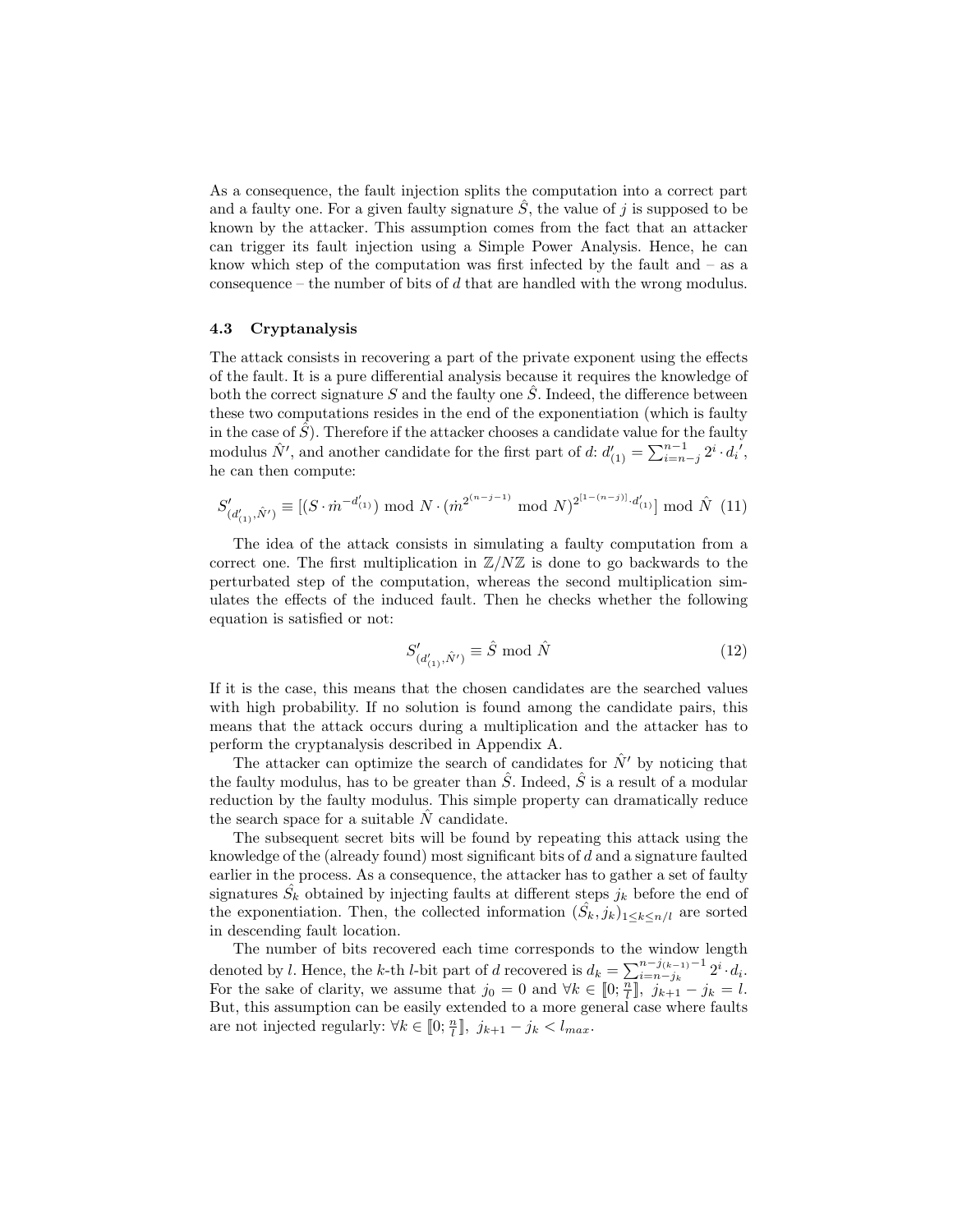As a consequence, the fault injection splits the computation into a correct part and a faulty one. For a given faulty signature $\hat{S}$, the value of $j$ is supposed to be known by the attacker. This assumption comes from the fact that an attacker can trigger its fault injection using a Simple Power Analysis. Hence, he can know which step of the computation was first infected by the fault and – as a consequence – the number of bits of $d$ that are handled with the wrong modulus.

### 4.3 Cryptanalysis

The attack consists in recovering a part of the private exponent using the effects of the fault. It is a pure differential analysis because it requires the knowledge of both the correct signature $S$ and the faulty one $\hat{S}$. Indeed, the difference between these two computations resides in the end of the exponentiation (which is faulty in the case of $\hat{S}$). Therefore if the attacker chooses a candidate value for the faulty modulus $\hat{N}'$, and another candidate for the first part of $d$: $d'_{(1)} = \sum_{i=n-j}^{n-1} 2^i \cdot d_i{}'$, he can then compute:

$$S'_{(d'_{(1)},\hat{N}')} \equiv [(S \cdot \dot{m}^{-d'_{(1)}}) \bmod N \cdot (\dot{m}^{2^{(n-j-1)}} \bmod N)^{2^{[1-(n-j)]} \cdot d'_{(1)}}] \bmod \hat{N} \quad (11)$$

The idea of the attack consists in simulating a faulty computation from a correct one. The first multiplication in $\mathbb{Z}/N\mathbb{Z}$ is done to go backwards to the perturbated step of the computation, whereas the second multiplication simulates the effects of the induced fault. Then he checks whether the following equation is satisfied or not:

$$S'_{(d'_{(1)},\hat{N}')} \equiv \hat{S} \bmod \hat{N} \quad (12)$$

If it is the case, this means that the chosen candidates are the searched values with high probability. If no solution is found among the candidate pairs, this means that the attack occurs during a multiplication and the attacker has to perform the cryptanalysis described in Appendix A.

The attacker can optimize the search of candidates for $\hat{N}'$ by noticing that the faulty modulus, has to be greater than $\hat{S}$. Indeed, $\hat{S}$ is a result of a modular reduction by the faulty modulus. This simple property can dramatically reduce the search space for a suitable $\hat{N}$ candidate.

The subsequent secret bits will be found by repeating this attack using the knowledge of the (already found) most significant bits of $d$ and a signature faulted earlier in the process. As a consequence, the attacker has to gather a set of faulty signatures $\hat{S_k}$ obtained by injecting faults at different steps $j_k$ before the end of the exponentiation. Then, the collected information $(\hat{S_k}, j_k)_{1 \le k \le n/l}$ are sorted in descending fault location.

The number of bits recovered each time corresponds to the window length denoted by $l$. Hence, the $k$-th $l$-bit part of $d$ recovered is $d_k = \sum_{i=n-j_k}^{n-j_{(k-1)}-1} 2^i \cdot d_i$. For the sake of clarity, we assume that $j_0 = 0$ and $\forall k \in [\![0; \frac{n}{l}]\!],\ j_{k+1} - j_k = l$. But, this assumption can be easily extended to a more general case where faults are not injected regularly: $\forall k \in [\![0; \frac{n}{l}]\!],\ j_{k+1} - j_k < l_{max}$.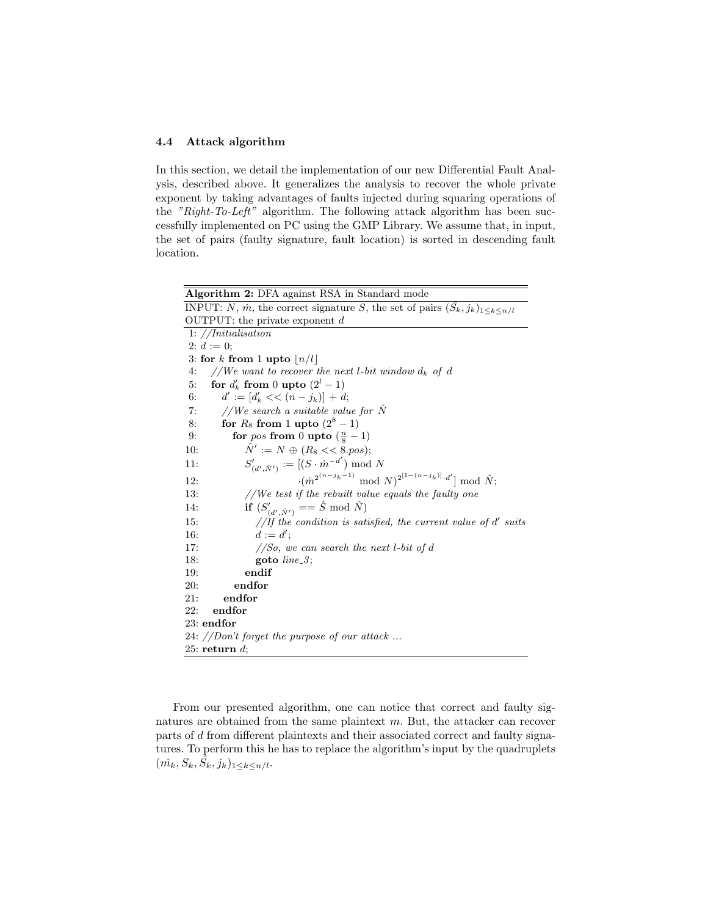### 4.4 Attack algorithm

In this section, we detail the implementation of our new Differential Fault Analysis, described above. It generalizes the analysis to recover the whole private exponent by taking advantages of faults injected during squaring operations of the *"Right-To-Left"* algorithm. The following attack algorithm has been successfully implemented on PC using the GMP Library. We assume that, in input, the set of pairs (faulty signature, fault location) is sorted in descending fault location.

**Algorithm 2:** DFA against RSA in Standard mode

INPUT: $N$, $\dot{m}$, the correct signature $S$, the set of pairs $(\hat{S}_k, j_k)_{1 \leq k \leq n/l}$

OUTPUT: the private exponent $d$

```
1: //Initialisation
2: d := 0;
3: for k from 1 upto ⌊n/l⌋
4:    //We want to recover the next l-bit window d_k of d
5:    for d'_k from 0 upto (2^l − 1)
6:       d' := [d'_k << (n − j_k)] + d;
7:       //We search a suitable value for N̂
8:       for R_8 from 1 upto (2^8 − 1)
9:          for pos from 0 upto (n/8 − 1)
10:            N̂' := N ⊕ (R_8 << 8.pos);
11:            S'_(d',N̂') := [(S · ṁ^(−d')) mod N
12:                ·(ṁ^(2^(n−j_k−1)) mod N)^(2^[1−(n−j_k)]·d')] mod N̂;
13:            //We test if the rebuilt value equals the faulty one
14:            if (S'_(d',N̂') == Ŝ mod N̂)
15:               //If the condition is satisfied, the current value of d' suits
16:               d := d';
17:               //So, we can search the next l-bit of d
18:               goto line_3;
19:            endif
20:         endfor
21:      endfor
22:   endfor
23: endfor
24: //Don't forget the purpose of our attack ...
25: return d;
```

From our presented algorithm, one can notice that correct and faulty signatures are obtained from the same plaintext $m$. But, the attacker can recover parts of $d$ from different plaintexts and their associated correct and faulty signatures. To perform this he has to replace the algorithm's input by the quadruplets $(\dot{m}_k, S_k, \hat{S}_k, j_k)_{1 \leq k \leq n/l}$.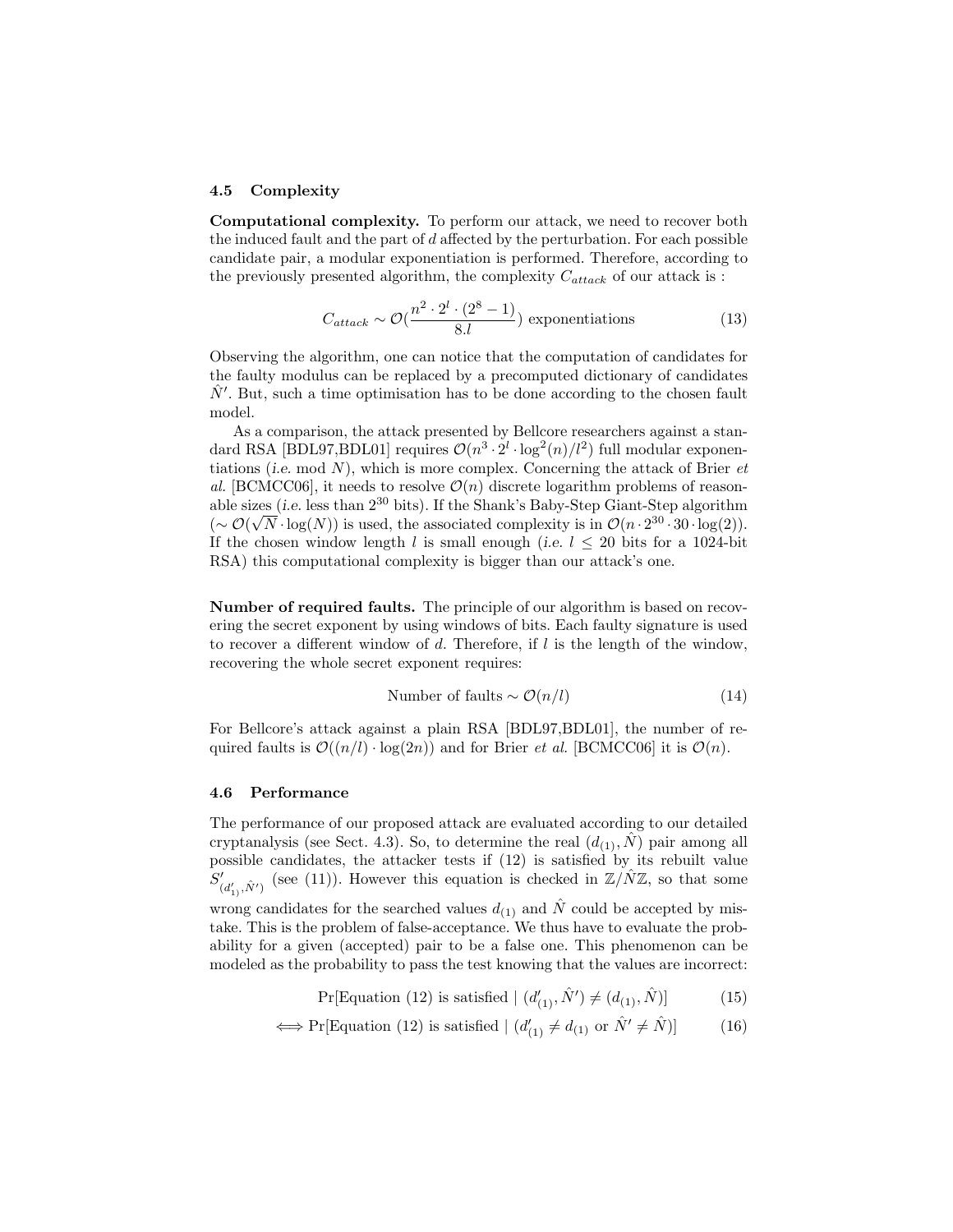### 4.5 Complexity

**Computational complexity.** To perform our attack, we need to recover both the induced fault and the part of $d$ affected by the perturbation. For each possible candidate pair, a modular exponentiation is performed. Therefore, according to the previously presented algorithm, the complexity $C_{attack}$ of our attack is :

$$C_{attack} \sim \mathcal{O}(\frac{n^2 \cdot 2^l \cdot (2^8 - 1)}{8.l}) \text{ exponentiations} \tag{13}$$

Observing the algorithm, one can notice that the computation of candidates for the faulty modulus can be replaced by a precomputed dictionary of candidates $\hat{N}'$. But, such a time optimisation has to be done according to the chosen fault model.

As a comparison, the attack presented by Bellcore researchers against a standard RSA [BDL97,BDL01] requires $\mathcal{O}(n^3 \cdot 2^l \cdot \log^2(n)/l^2)$ full modular exponentiations (*i.e.* mod $N$), which is more complex. Concerning the attack of Brier *et al.* [BCMCC06], it needs to resolve $\mathcal{O}(n)$ discrete logarithm problems of reasonable sizes (*i.e.* less than $2^{30}$ bits). If the Shank's Baby-Step Giant-Step algorithm ($\sim \mathcal{O}(\sqrt{N} \cdot \log(N))$ is used, the associated complexity is in $\mathcal{O}(n \cdot 2^{30} \cdot 30 \cdot \log(2))$. If the chosen window length $l$ is small enough (*i.e.* $l \leq 20$ bits for a 1024-bit RSA) this computational complexity is bigger than our attack's one.

**Number of required faults.** The principle of our algorithm is based on recovering the secret exponent by using windows of bits. Each faulty signature is used to recover a different window of $d$. Therefore, if $l$ is the length of the window, recovering the whole secret exponent requires:

$$\text{Number of faults} \sim \mathcal{O}(n/l) \tag{14}$$

For Bellcore's attack against a plain RSA [BDL97,BDL01], the number of required faults is $\mathcal{O}((n/l) \cdot \log(2n))$ and for Brier *et al.* [BCMCC06] it is $\mathcal{O}(n)$.

### 4.6 Performance

The performance of our proposed attack are evaluated according to our detailed cryptanalysis (see Sect. 4.3). So, to determine the real $(d_{(1)}, \hat{N})$ pair among all possible candidates, the attacker tests if (12) is satisfied by its rebuilt value $S'_{(d'_{1)}, \hat{N}')}$ (see (11)). However this equation is checked in $\mathbb{Z}/\hat{N}\mathbb{Z}$, so that some wrong candidates for the searched values $d_{(1)}$ and $\hat{N}$ could be accepted by mistake. This is the problem of false-acceptance. We thus have to evaluate the probability for a given (accepted) pair to be a false one. This phenomenon can be modeled as the probability to pass the test knowing that the values are incorrect:

$$\Pr[\text{Equation (12) is satisfied} \mid (d'_{(1)}, \hat{N}') \neq (d_{(1)}, \hat{N})] \tag{15}$$

$$\iff \Pr[\text{Equation (12) is satisfied} \mid (d'_{(1)} \neq d_{(1)} \text{ or } \hat{N}' \neq \hat{N})] \tag{16}$$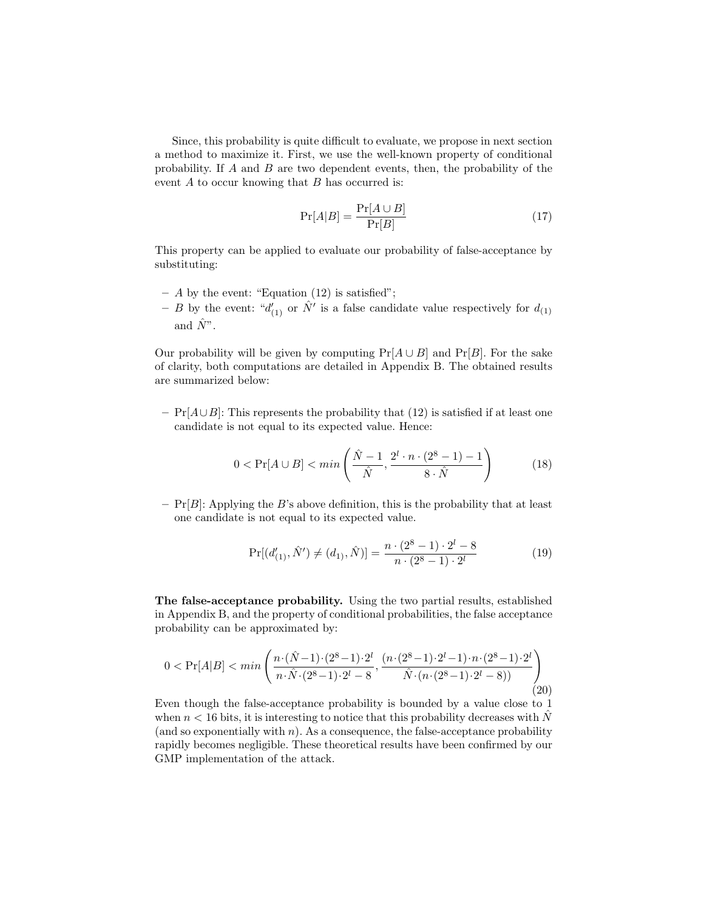Since, this probability is quite difficult to evaluate, we propose in next section a method to maximize it. First, we use the well-known property of conditional probability. If $A$ and $B$ are two dependent events, then, the probability of the event $A$ to occur knowing that $B$ has occurred is:

$$\Pr[A|B] = \frac{\Pr[A \cup B]}{\Pr[B]} \tag{17}$$

This property can be applied to evaluate our probability of false-acceptance by substituting:

- $A$ by the event: "Equation (12) is satisfied";
- $B$ by the event: "$d'_{(1)}$ or $\hat{N}'$ is a false candidate value respectively for $d_{(1)}$ and $\hat{N}$".

Our probability will be given by computing $\Pr[A \cup B]$ and $\Pr[B]$. For the sake of clarity, both computations are detailed in Appendix B. The obtained results are summarized below:

- $\Pr[A \cup B]$: This represents the probability that (12) is satisfied if at least one candidate is not equal to its expected value. Hence:

$$0 < \Pr[A \cup B] < min\left(\frac{\hat{N}-1}{\hat{N}}, \frac{2^l \cdot n \cdot (2^8-1) - 1}{8 \cdot \hat{N}}\right) \tag{18}$$

- $\Pr[B]$: Applying the $B$'s above definition, this is the probability that at least one candidate is not equal to its expected value.

$$\Pr[(d'_{(1)}, \hat{N}') \neq (d_{1)}, \hat{N})] = \frac{n \cdot (2^8-1) \cdot 2^l - 8}{n \cdot (2^8-1) \cdot 2^l} \tag{19}$$

**The false-acceptance probability.** Using the two partial results, established in Appendix B, and the property of conditional probabilities, the false acceptance probability can be approximated by:

$$0 < \Pr[A|B] < min\left(\frac{n \cdot (\hat{N}-1) \cdot (2^8-1) \cdot 2^l}{n \cdot \hat{N} \cdot (2^8-1) \cdot 2^l - 8}, \frac{(n \cdot (2^8-1) \cdot 2^l - 1) \cdot n \cdot (2^8-1) \cdot 2^l}{\hat{N} \cdot (n \cdot (2^8-1) \cdot 2^l - 8))}\right) \tag{20}$$

Even though the false-acceptance probability is bounded by a value close to 1 when $n < 16$ bits, it is interesting to notice that this probability decreases with $\hat{N}$ (and so exponentially with $n$). As a consequence, the false-acceptance probability rapidly becomes negligible. These theoretical results have been confirmed by our GMP implementation of the attack.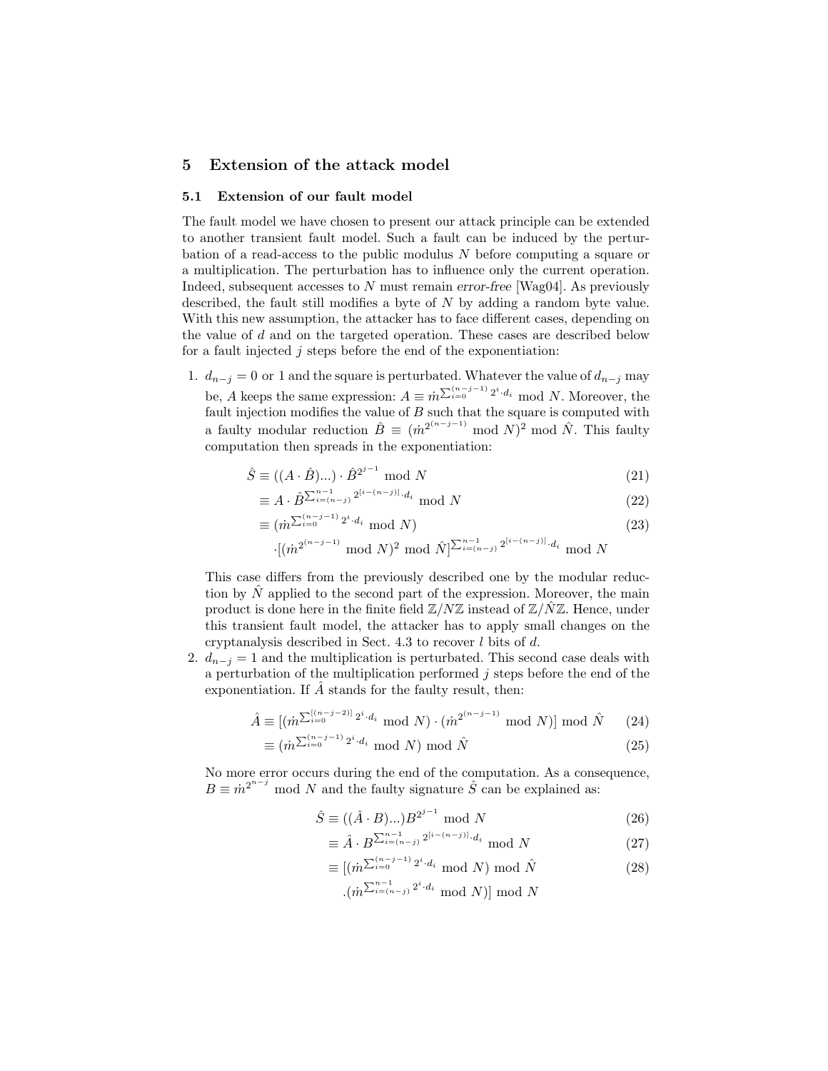## 5 Extension of the attack model

### 5.1 Extension of our fault model

The fault model we have chosen to present our attack principle can be extended to another transient fault model. Such a fault can be induced by the perturbation of a read-access to the public modulus $N$ before computing a square or a multiplication. The perturbation has to influence only the current operation. Indeed, subsequent accesses to $N$ must remain *error-free* [Wag04]. As previously described, the fault still modifies a byte of $N$ by adding a random byte value. With this new assumption, the attacker has to face different cases, depending on the value of $d$ and on the targeted operation. These cases are described below for a fault injected $j$ steps before the end of the exponentiation:

1. $d_{n-j} = 0$ or 1 and the square is perturbated. Whatever the value of $d_{n-j}$ may be, $A$ keeps the same expression: $A \equiv \dot{m}^{\sum_{i=0}^{(n-j-1)} 2^i \cdot d_i} \bmod N$. Moreover, the fault injection modifies the value of $B$ such that the square is computed with a faulty modular reduction $\hat{B} \equiv (\dot{m}^{2^{(n-j-1)}} \bmod N)^2 \bmod \hat{N}$. This faulty computation then spreads in the exponentiation:

$$\hat{S} \equiv ((A \cdot \hat{B})...) \cdot \hat{B}^{2^{j-1}} \bmod N \tag{21}$$

$$\equiv A \cdot \hat{B}^{\sum_{i=(n-j)}^{n-1} 2^{[i-(n-j)]} \cdot d_i} \bmod N \tag{22}$$

$$\equiv (\dot{m}^{\sum_{i=0}^{(n-j-1)} 2^i \cdot d_i} \bmod N) \tag{23}$$

$$\cdot [(\dot{m}^{2^{(n-j-1)}} \bmod N)^2 \bmod \hat{N}]^{\sum_{i=(n-j)}^{n-1} 2^{[i-(n-j)]} \cdot d_i} \bmod N$$

This case differs from the previously described one by the modular reduction by $\hat{N}$ applied to the second part of the expression. Moreover, the main product is done here in the finite field $\mathbb{Z}/N\mathbb{Z}$ instead of $\mathbb{Z}/\hat{N}\mathbb{Z}$. Hence, under this transient fault model, the attacker has to apply small changes on the cryptanalysis described in Sect. 4.3 to recover $l$ bits of $d$.

2. $d_{n-j} = 1$ and the multiplication is perturbated. This second case deals with a perturbation of the multiplication performed $j$ steps before the end of the exponentiation. If $\hat{A}$ stands for the faulty result, then:

$$\hat{A} \equiv [(\dot{m}^{\sum_{i=0}^{[(n-j-2)]} 2^i \cdot d_i} \bmod N) \cdot (\dot{m}^{2^{(n-j-1)}} \bmod N)] \bmod \hat{N} \tag{24}$$

$$\equiv (\dot{m}^{\sum_{i=0}^{(n-j-1)} 2^i \cdot d_i} \bmod N) \bmod \hat{N} \tag{25}$$

No more error occurs during the end of the computation. As a consequence, $B \equiv \dot{m}^{2^{n-j}} \bmod N$ and the faulty signature $\hat{S}$ can be explained as:

$$\hat{S} \equiv ((\hat{A} \cdot B)...)B^{2^{j-1}} \bmod N \tag{26}$$

$$\equiv \hat{A} \cdot B^{\sum_{i=(n-j)}^{n-1} 2^{[i-(n-j)]} \cdot d_i} \bmod N \tag{27}$$

$$\equiv [(\dot{m}^{\sum_{i=0}^{(n-j-1)} 2^i \cdot d_i} \bmod N) \bmod \hat{N} \tag{28}$$

$$.(\dot{m}^{\sum_{i=(n-j)}^{n-1} 2^i \cdot d_i} \bmod N)] \bmod N$$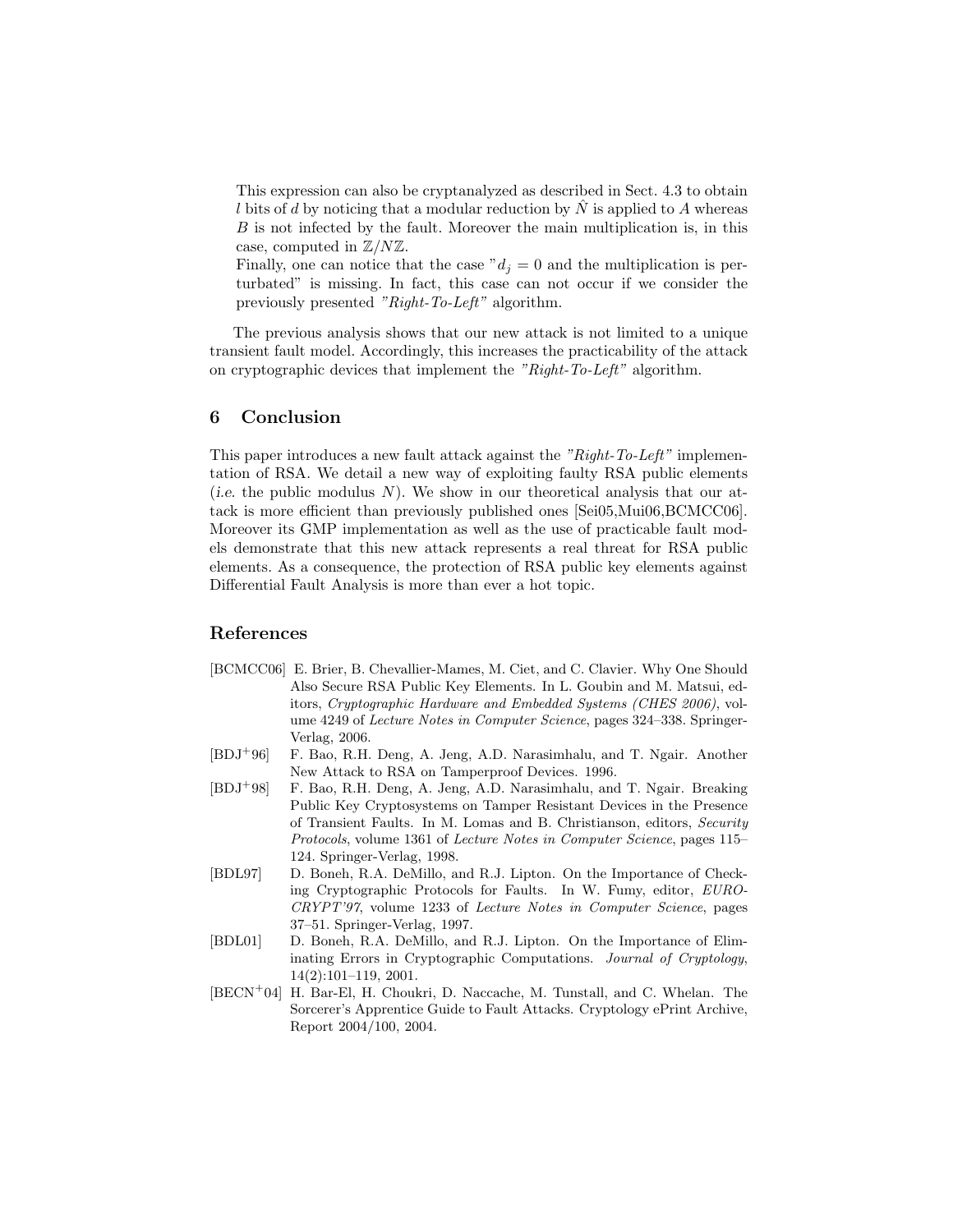This expression can also be cryptanalyzed as described in Sect. 4.3 to obtain $l$ bits of $d$ by noticing that a modular reduction by $\hat{N}$ is applied to $A$ whereas $B$ is not infected by the fault. Moreover the main multiplication is, in this case, computed in $\mathbb{Z}/N\mathbb{Z}$.

Finally, one can notice that the case "$d_j = 0$ and the multiplication is perturbated" is missing. In fact, this case can not occur if we consider the previously presented *"Right-To-Left"* algorithm.

The previous analysis shows that our new attack is not limited to a unique transient fault model. Accordingly, this increases the practicability of the attack on cryptographic devices that implement the *"Right-To-Left"* algorithm.

## 6 Conclusion

This paper introduces a new fault attack against the *"Right-To-Left"* implementation of RSA. We detail a new way of exploiting faulty RSA public elements (*i.e.* the public modulus $N$). We show in our theoretical analysis that our attack is more efficient than previously published ones [Sei05,Mui06,BCMCC06]. Moreover its GMP implementation as well as the use of practicable fault models demonstrate that this new attack represents a real threat for RSA public elements. As a consequence, the protection of RSA public key elements against Differential Fault Analysis is more than ever a hot topic.

## References

[BCMCC06] E. Brier, B. Chevallier-Mames, M. Ciet, and C. Clavier. Why One Should Also Secure RSA Public Key Elements. In L. Goubin and M. Matsui, editors, *Cryptographic Hardware and Embedded Systems (CHES 2006)*, volume 4249 of *Lecture Notes in Computer Science*, pages 324–338. Springer-Verlag, 2006.

[BDJ+96] F. Bao, R.H. Deng, A. Jeng, A.D. Narasimhalu, and T. Ngair. Another New Attack to RSA on Tamperproof Devices. 1996.

[BDJ+98] F. Bao, R.H. Deng, A. Jeng, A.D. Narasimhalu, and T. Ngair. Breaking Public Key Cryptosystems on Tamper Resistant Devices in the Presence of Transient Faults. In M. Lomas and B. Christianson, editors, *Security Protocols*, volume 1361 of *Lecture Notes in Computer Science*, pages 115–124. Springer-Verlag, 1998.

[BDL97] D. Boneh, R.A. DeMillo, and R.J. Lipton. On the Importance of Checking Cryptographic Protocols for Faults. In W. Fumy, editor, *EUROCRYPT'97*, volume 1233 of *Lecture Notes in Computer Science*, pages 37–51. Springer-Verlag, 1997.

[BDL01] D. Boneh, R.A. DeMillo, and R.J. Lipton. On the Importance of Eliminating Errors in Cryptographic Computations. *Journal of Cryptology*, 14(2):101–119, 2001.

[BECN+04] H. Bar-El, H. Choukri, D. Naccache, M. Tunstall, and C. Whelan. The Sorcerer's Apprentice Guide to Fault Attacks. Cryptology ePrint Archive, Report 2004/100, 2004.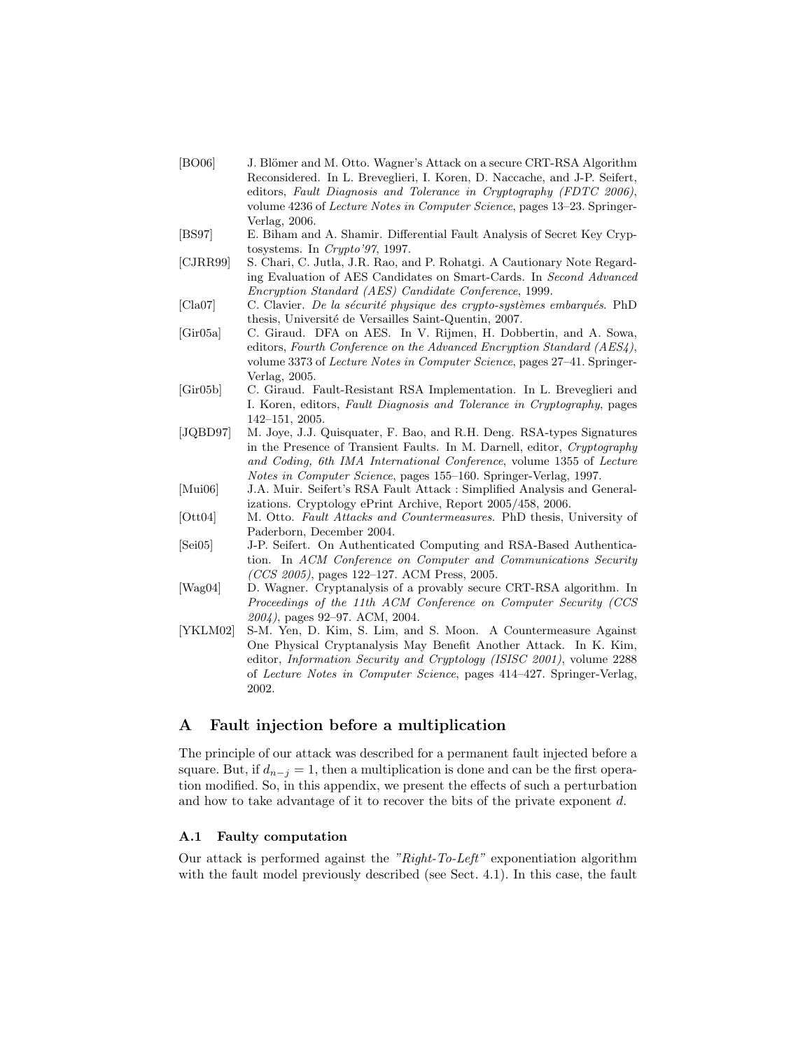[BO06] J. Blömer and M. Otto. Wagner's Attack on a secure CRT-RSA Algorithm Reconsidered. In L. Breveglieri, I. Koren, D. Naccache, and J-P. Seifert, editors, *Fault Diagnosis and Tolerance in Cryptography (FDTC 2006)*, volume 4236 of *Lecture Notes in Computer Science*, pages 13–23. Springer-Verlag, 2006.

[BS97] E. Biham and A. Shamir. Differential Fault Analysis of Secret Key Cryptosystems. In *Crypto'97*, 1997.

[CJRR99] S. Chari, C. Jutla, J.R. Rao, and P. Rohatgi. A Cautionary Note Regarding Evaluation of AES Candidates on Smart-Cards. In *Second Advanced Encryption Standard (AES) Candidate Conference*, 1999.

[Cla07] C. Clavier. *De la sécurité physique des crypto-systèmes embarqués*. PhD thesis, Université de Versailles Saint-Quentin, 2007.

[Gir05a] C. Giraud. DFA on AES. In V. Rijmen, H. Dobbertin, and A. Sowa, editors, *Fourth Conference on the Advanced Encryption Standard (AES4)*, volume 3373 of *Lecture Notes in Computer Science*, pages 27–41. Springer-Verlag, 2005.

[Gir05b] C. Giraud. Fault-Resistant RSA Implementation. In L. Breveglieri and I. Koren, editors, *Fault Diagnosis and Tolerance in Cryptography*, pages 142–151, 2005.

[JQBD97] M. Joye, J.J. Quisquater, F. Bao, and R.H. Deng. RSA-types Signatures in the Presence of Transient Faults. In M. Darnell, editor, *Cryptography and Coding, 6th IMA International Conference*, volume 1355 of *Lecture Notes in Computer Science*, pages 155–160. Springer-Verlag, 1997.

[Mui06] J.A. Muir. Seifert's RSA Fault Attack : Simplified Analysis and Generalizations. Cryptology ePrint Archive, Report 2005/458, 2006.

[Ott04] M. Otto. *Fault Attacks and Countermeasures*. PhD thesis, University of Paderborn, December 2004.

[Sei05] J-P. Seifert. On Authenticated Computing and RSA-Based Authentication. In *ACM Conference on Computer and Communications Security (CCS 2005)*, pages 122–127. ACM Press, 2005.

[Wag04] D. Wagner. Cryptanalysis of a provably secure CRT-RSA algorithm. In *Proceedings of the 11th ACM Conference on Computer Security (CCS 2004)*, pages 92–97. ACM, 2004.

[YKLM02] S-M. Yen, D. Kim, S. Lim, and S. Moon. A Countermeasure Against One Physical Cryptanalysis May Benefit Another Attack. In K. Kim, editor, *Information Security and Cryptology (ISISC 2001)*, volume 2288 of *Lecture Notes in Computer Science*, pages 414–427. Springer-Verlag, 2002.

## A Fault injection before a multiplication

The principle of our attack was described for a permanent fault injected before a square. But, if $d_{n-j} = 1$, then a multiplication is done and can be the first operation modified. So, in this appendix, we present the effects of such a perturbation and how to take advantage of it to recover the bits of the private exponent $d$.

### A.1 Faulty computation

Our attack is performed against the *"Right-To-Left"* exponentiation algorithm with the fault model previously described (see Sect. 4.1). In this case, the fault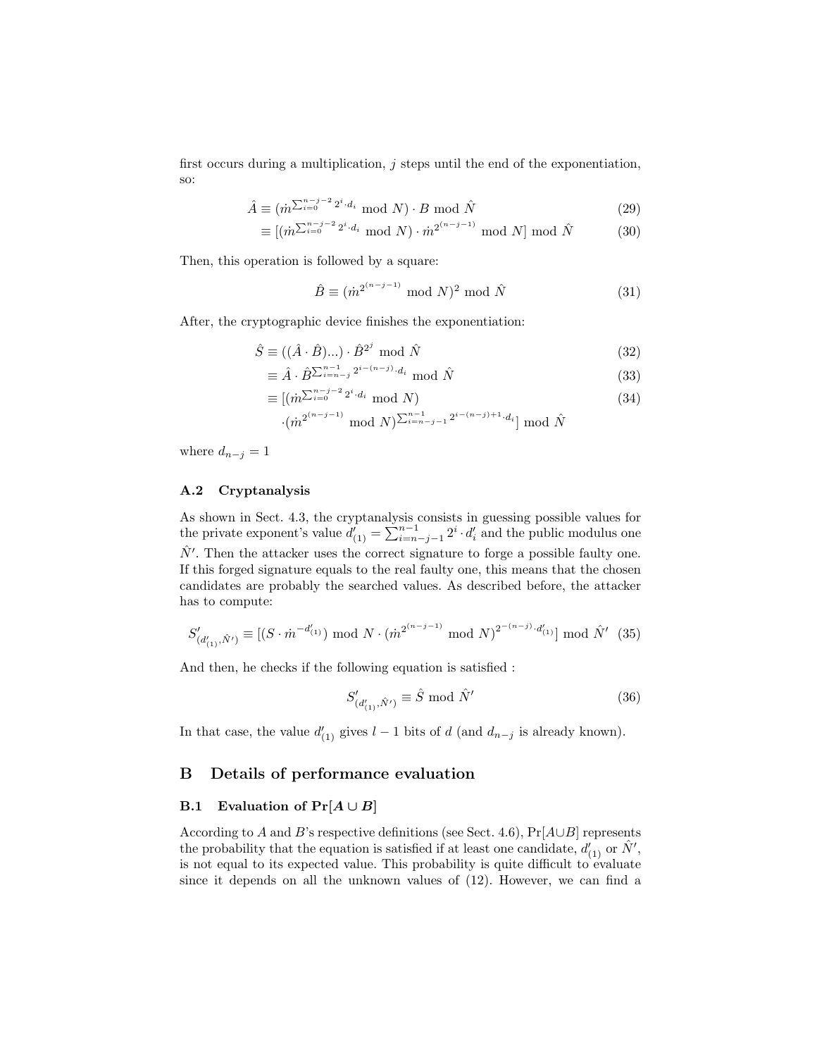first occurs during a multiplication, $j$ steps until the end of the exponentiation, so:

$$\hat{A} \equiv (\dot{m}^{\sum_{i=0}^{n-j-2} 2^i \cdot d_i} \bmod N) \cdot B \bmod \hat{N} \tag{29}$$

$$\equiv [(\dot{m}^{\sum_{i=0}^{n-j-2} 2^i \cdot d_i} \bmod N) \cdot \dot{m}^{2^{(n-j-1)}} \bmod N] \bmod \hat{N} \tag{30}$$

Then, this operation is followed by a square:

$$\hat{B} \equiv (\dot{m}^{2^{(n-j-1)}} \bmod N)^2 \bmod \hat{N} \tag{31}$$

After, the cryptographic device finishes the exponentiation:

$$\hat{S} \equiv ((\hat{A} \cdot \hat{B})...) \cdot \hat{B}^{2^j} \bmod \hat{N} \tag{32}$$

$$\equiv \hat{A} \cdot \hat{B}^{\sum_{i=n-j}^{n-1} 2^{i-(n-j)} \cdot d_i} \bmod \hat{N} \tag{33}$$

$$\equiv [(\dot{m}^{\sum_{i=0}^{n-j-2} 2^i \cdot d_i} \bmod N) \cdot (\dot{m}^{2^{(n-j-1)}} \bmod N)^{\sum_{i=n-j-1}^{n-1} 2^{i-(n-j)+1} \cdot d_i}] \bmod \hat{N} \tag{34}$$

where $d_{n-j} = 1$

### A.2 Cryptanalysis

As shown in Sect. 4.3, the cryptanalysis consists in guessing possible values for the private exponent's value $d'_{(1)} = \sum_{i=n-j-1}^{n-1} 2^i \cdot d'_i$ and the public modulus one $\hat{N}'$. Then the attacker uses the correct signature to forge a possible faulty one. If this forged signature equals to the real faulty one, this means that the chosen candidates are probably the searched values. As described before, the attacker has to compute:

$$S'_{(d'_{(1)}, \hat{N}')} \equiv [(S \cdot \dot{m}^{-d'_{(1)}}) \bmod N \cdot (\dot{m}^{2^{(n-j-1)}} \bmod N)^{2^{-(n-j)} \cdot d'_{(1)}}] \bmod \hat{N}' \tag{35}$$

And then, he checks if the following equation is satisfied :

$$S'_{(d'_{(1)}, \hat{N}')} \equiv \hat{S} \bmod \hat{N}' \tag{36}$$

In that case, the value $d'_{(1)}$ gives $l-1$ bits of $d$ (and $d_{n-j}$ is already known).

## B Details of performance evaluation

### B.1 Evaluation of $\Pr[A \cup B]$

According to $A$ and $B$'s respective definitions (see Sect. 4.6), $\Pr[A \cup B]$ represents the probability that the equation is satisfied if at least one candidate, $d'_{(1)}$ or $\hat{N}'$, is not equal to its expected value. This probability is quite difficult to evaluate since it depends on all the unknown values of (12). However, we can find a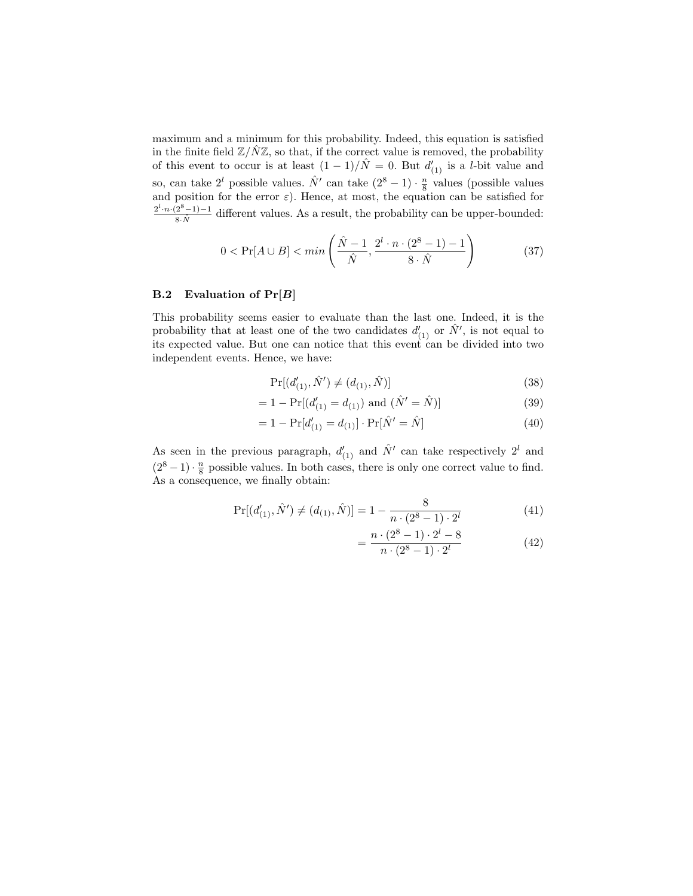maximum and a minimum for this probability. Indeed, this equation is satisfied in the finite field $\mathbb{Z}/\hat{N}\mathbb{Z}$, so that, if the correct value is removed, the probability of this event to occur is at least $(1-1)/\hat{N} = 0$. But $d'_{(1)}$ is a $l$-bit value and so, can take $2^l$ possible values. $\hat{N}'$ can take $(2^8-1)\cdot\frac{n}{8}$ values (possible values and position for the error $\varepsilon$). Hence, at most, the equation can be satisfied for $\frac{2^l\cdot n\cdot(2^8-1)-1}{8\cdot\hat{N}}$ different values. As a result, the probability can be upper-bounded:

$$0 < \Pr[A \cup B] < min\left(\frac{\hat{N}-1}{\hat{N}}, \frac{2^l\cdot n\cdot(2^8-1)-1}{8\cdot\hat{N}}\right) \tag{37}$$

### B.2 Evaluation of Pr[B]

This probability seems easier to evaluate than the last one. Indeed, it is the probability that at least one of the two candidates $d'_{(1)}$ or $\hat{N}'$, is not equal to its expected value. But one can notice that this event can be divided into two independent events. Hence, we have:

$$\Pr[(d'_{(1)}, \hat{N}') \neq (d_{(1)}, \hat{N})] \tag{38}$$

$$= 1 - \Pr[(d'_{(1)} = d_{(1)}) \text{ and } (\hat{N}' = \hat{N})] \tag{39}$$

$$= 1 - \Pr[d'_{(1)} = d_{(1)}] \cdot \Pr[\hat{N}' = \hat{N}] \tag{40}$$

As seen in the previous paragraph, $d'_{(1)}$ and $\hat{N}'$ can take respectively $2^l$ and $(2^8-1)\cdot\frac{n}{8}$ possible values. In both cases, there is only one correct value to find. As a consequence, we finally obtain:

$$\Pr[(d'_{(1)}, \hat{N}') \neq (d_{(1)}, \hat{N})] = 1 - \frac{8}{n\cdot(2^8-1)\cdot 2^l} \tag{41}$$

$$= \frac{n\cdot(2^8-1)\cdot 2^l - 8}{n\cdot(2^8-1)\cdot 2^l} \tag{42}$$